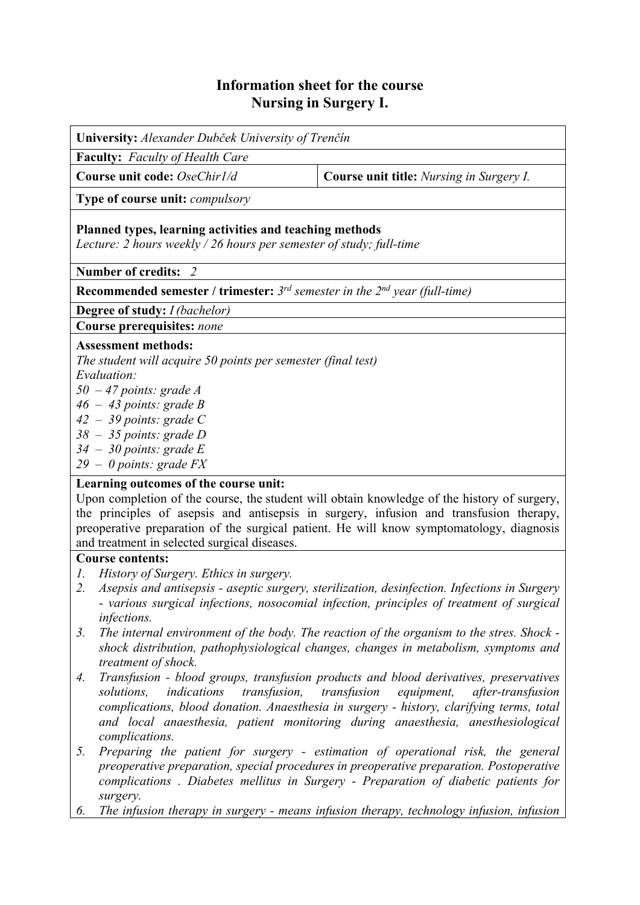# Information sheet for the course
## Nursing in Surgery I.

**University:** *Alexander Dubček University of Trenčín*

**Faculty:** *Faculty of Health Care*

| **Course unit code:** *OseChir1/d* | **Course unit title:** *Nursing in Surgery I.* |
|---|---|

**Type of course unit:** *compulsory*

**Planned types, learning activities and teaching methods**
*Lecture: 2 hours weekly / 26 hours per semester of study; full-time*

**Number of credits:** *2*

**Recommended semester / trimester:** *3rd semester in the 2nd year (full-time)*

**Degree of study:** *I (bachelor)*

**Course prerequisites:** *none*

**Assessment methods:**
*The student will acquire 50 points per semester (final test)*
*Evaluation:*
*50 – 47 points: grade A*
*46 – 43 points: grade B*
*42 – 39 points: grade C*
*38 – 35 points: grade D*
*34 – 30 points: grade E*
*29 – 0 points: grade FX*

**Learning outcomes of the course unit:**
Upon completion of the course, the student will obtain knowledge of the history of surgery, the principles of asepsis and antisepsis in surgery, infusion and transfusion therapy, preoperative preparation of the surgical patient. He will know symptomatology, diagnosis and treatment in selected surgical diseases.

**Course contents:**

1. *History of Surgery. Ethics in surgery.*
2. *Asepsis and antisepsis - aseptic surgery, sterilization, desinfection. Infections in Surgery - various surgical infections, nosocomial infection, principles of treatment of surgical infections.*
3. *The internal environment of the body. The reaction of the organism to the stres. Shock - shock distribution, pathophysiological changes, changes in metabolism, symptoms and treatment of shock.*
4. *Transfusion - blood groups, transfusion products and blood derivatives, preservatives solutions, indications transfusion, transfusion equipment, after-transfusion complications, blood donation. Anaesthesia in surgery - history, clarifying terms, total and local anaesthesia, patient monitoring during anaesthesia, anesthesiological complications.*
5. *Preparing the patient for surgery - estimation of operational risk, the general preoperative preparation, special procedures in preoperative preparation. Postoperative complications . Diabetes mellitus in Surgery - Preparation of diabetic patients for surgery.*
6. *The infusion therapy in surgery - means infusion therapy, technology infusion, infusion*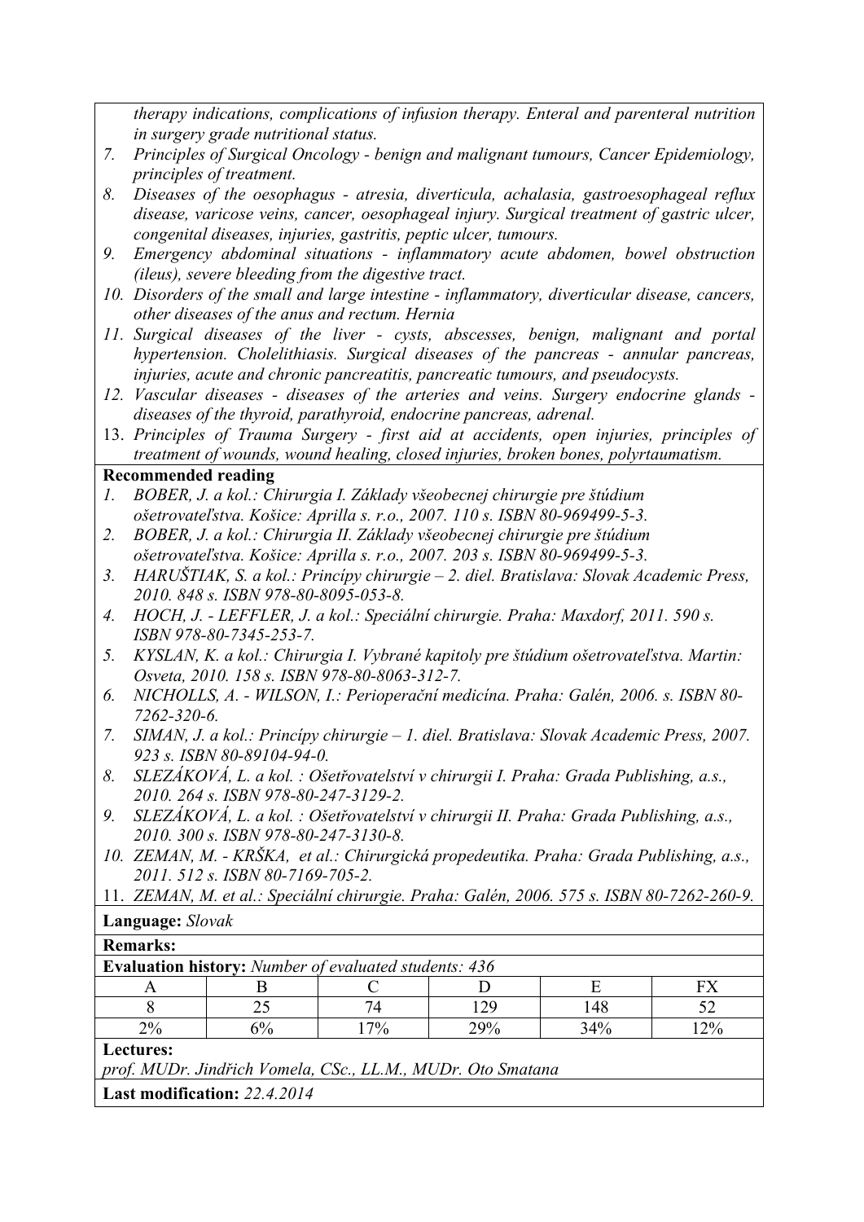*therapy indications, complications of infusion therapy. Enteral and parenteral nutrition in surgery grade nutritional status.*

7. *Principles of Surgical Oncology - benign and malignant tumours, Cancer Epidemiology, principles of treatment.*
8. *Diseases of the oesophagus - atresia, diverticula, achalasia, gastroesophageal reflux disease, varicose veins, cancer, oesophageal injury. Surgical treatment of gastric ulcer, congenital diseases, injuries, gastritis, peptic ulcer, tumours.*
9. *Emergency abdominal situations - inflammatory acute abdomen, bowel obstruction (ileus), severe bleeding from the digestive tract.*
10. *Disorders of the small and large intestine - inflammatory, diverticular disease, cancers, other diseases of the anus and rectum. Hernia*
11. *Surgical diseases of the liver - cysts, abscesses, benign, malignant and portal hypertension. Cholelithiasis. Surgical diseases of the pancreas - annular pancreas, injuries, acute and chronic pancreatitis, pancreatic tumours, and pseudocysts.*
12. *Vascular diseases - diseases of the arteries and veins. Surgery endocrine glands - diseases of the thyroid, parathyroid, endocrine pancreas, adrenal.*
13. *Principles of Trauma Surgery - first aid at accidents, open injuries, principles of treatment of wounds, wound healing, closed injuries, broken bones, polyrtaumatism.*

**Recommended reading**

1. *BOBER, J. a kol.: Chirurgia I. Základy všeobecnej chirurgie pre štúdium ošetrovateľstva. Košice: Aprilla s. r.o., 2007. 110 s. ISBN 80-969499-5-3.*
2. *BOBER, J. a kol.: Chirurgia II. Základy všeobecnej chirurgie pre štúdium ošetrovateľstva. Košice: Aprilla s. r.o., 2007. 203 s. ISBN 80-969499-5-3.*
3. *HARUŠTIAK, S. a kol.: Princípy chirurgie – 2. diel. Bratislava: Slovak Academic Press, 2010. 848 s. ISBN 978-80-8095-053-8.*
4. *HOCH, J. - LEFFLER, J. a kol.: Speciální chirurgie. Praha: Maxdorf, 2011. 590 s. ISBN 978-80-7345-253-7.*
5. *KYSLAN, K. a kol.: Chirurgia I. Vybrané kapitoly pre štúdium ošetrovateľstva. Martin: Osveta, 2010. 158 s. ISBN 978-80-8063-312-7.*
6. *NICHOLLS, A. - WILSON, I.: Perioperační medicína. Praha: Galén, 2006. s. ISBN 80-7262-320-6.*
7. *SIMAN, J. a kol.: Princípy chirurgie – 1. diel. Bratislava: Slovak Academic Press, 2007. 923 s. ISBN 80-89104-94-0.*
8. *SLEZÁKOVÁ, L. a kol. : Ošetřovatelství v chirurgii I. Praha: Grada Publishing, a.s., 2010. 264 s. ISBN 978-80-247-3129-2.*
9. *SLEZÁKOVÁ, L. a kol. : Ošetřovatelství v chirurgii II. Praha: Grada Publishing, a.s., 2010. 300 s. ISBN 978-80-247-3130-8.*
10. *ZEMAN, M. - KRŠKA, et al.: Chirurgická propedeutika. Praha: Grada Publishing, a.s., 2011. 512 s. ISBN 80-7169-705-2.*
11. *ZEMAN, M. et al.: Speciální chirurgie. Praha: Galén, 2006. 575 s. ISBN 80-7262-260-9.*

**Language:** *Slovak*

**Remarks:**

**Evaluation history:** *Number of evaluated students: 436*

| A | B | C | D | E | FX |
|---|---|---|---|---|---|
| 8 | 25 | 74 | 129 | 148 | 52 |
| 2% | 6% | 17% | 29% | 34% | 12% |

**Lectures:**

*prof. MUDr. Jindřich Vomela, CSc., LL.M., MUDr. Oto Smatana*

**Last modification:** *22.4.2014*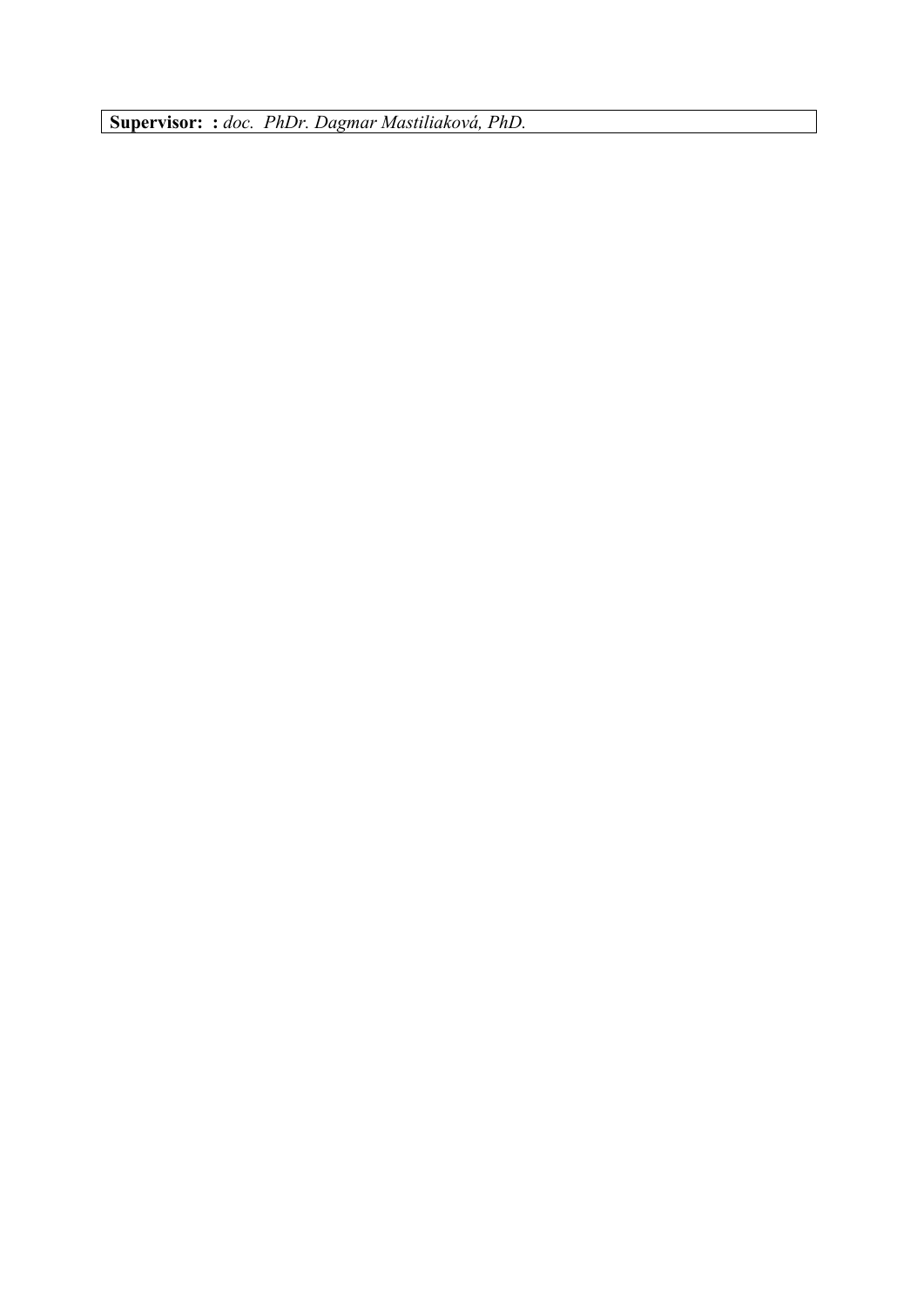| |
|---|
| **Supervisor: :** *doc. PhDr. Dagmar Mastiliaková, PhD.* |